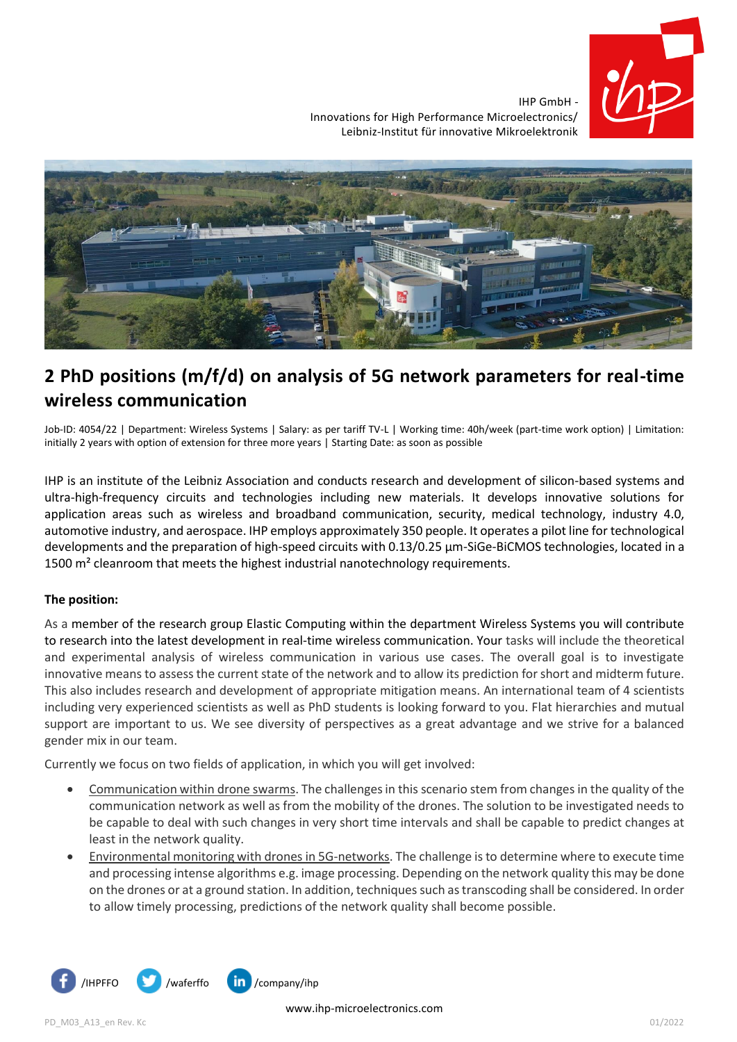IHP GmbH -
Innovations for High Performance Microelectronics/
Leibniz-Institut für innovative Mikroelektronik

# 2 PhD positions (m/f/d) on analysis of 5G network parameters for real-time wireless communication

Job-ID: 4054/22 | Department: Wireless Systems | Salary: as per tariff TV-L | Working time: 40h/week (part-time work option) | Limitation: initially 2 years with option of extension for three more years | Starting Date: as soon as possible

IHP is an institute of the Leibniz Association and conducts research and development of silicon-based systems and ultra-high-frequency circuits and technologies including new materials. It develops innovative solutions for application areas such as wireless and broadband communication, security, medical technology, industry 4.0, automotive industry, and aerospace. IHP employs approximately 350 people. It operates a pilot line for technological developments and the preparation of high-speed circuits with 0.13/0.25 µm-SiGe-BiCMOS technologies, located in a 1500 m² cleanroom that meets the highest industrial nanotechnology requirements.

**The position:**

As a member of the research group Elastic Computing within the department Wireless Systems you will contribute to research into the latest development in real-time wireless communication. Your tasks will include the theoretical and experimental analysis of wireless communication in various use cases. The overall goal is to investigate innovative means to assess the current state of the network and to allow its prediction for short and midterm future. This also includes research and development of appropriate mitigation means. An international team of 4 scientists including very experienced scientists as well as PhD students is looking forward to you. Flat hierarchies and mutual support are important to us. We see diversity of perspectives as a great advantage and we strive for a balanced gender mix in our team.

Currently we focus on two fields of application, in which you will get involved:

- Communication within drone swarms. The challenges in this scenario stem from changes in the quality of the communication network as well as from the mobility of the drones. The solution to be investigated needs to be capable to deal with such changes in very short time intervals and shall be capable to predict changes at least in the network quality.
- Environmental monitoring with drones in 5G-networks. The challenge is to determine where to execute time and processing intense algorithms e.g. image processing. Depending on the network quality this may be done on the drones or at a ground station. In addition, techniques such as transcoding shall be considered. In order to allow timely processing, predictions of the network quality shall become possible.

/IHPFFO /waferffo /company/ihp

www.ihp-microelectronics.com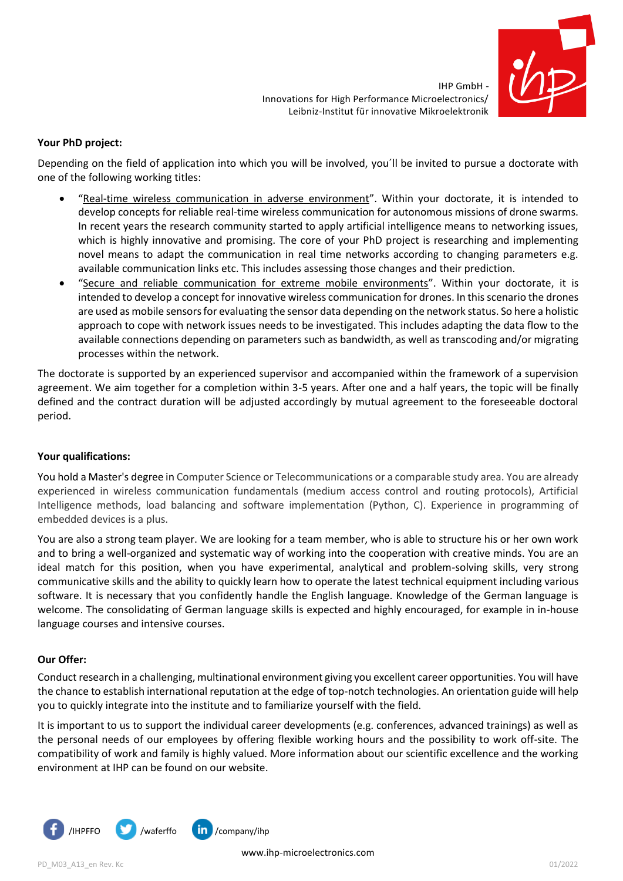**Your PhD project:**

Depending on the field of application into which you will be involved, you´ll be invited to pursue a doctorate with one of the following working titles:

- "Real-time wireless communication in adverse environment". Within your doctorate, it is intended to develop concepts for reliable real-time wireless communication for autonomous missions of drone swarms. In recent years the research community started to apply artificial intelligence means to networking issues, which is highly innovative and promising. The core of your PhD project is researching and implementing novel means to adapt the communication in real time networks according to changing parameters e.g. available communication links etc. This includes assessing those changes and their prediction.
- "Secure and reliable communication for extreme mobile environments". Within your doctorate, it is intended to develop a concept for innovative wireless communication for drones. In this scenario the drones are used as mobile sensors for evaluating the sensor data depending on the network status. So here a holistic approach to cope with network issues needs to be investigated. This includes adapting the data flow to the available connections depending on parameters such as bandwidth, as well as transcoding and/or migrating processes within the network.

The doctorate is supported by an experienced supervisor and accompanied within the framework of a supervision agreement. We aim together for a completion within 3-5 years. After one and a half years, the topic will be finally defined and the contract duration will be adjusted accordingly by mutual agreement to the foreseeable doctoral period.

**Your qualifications:**

You hold a Master's degree in Computer Science or Telecommunications or a comparable study area. You are already experienced in wireless communication fundamentals (medium access control and routing protocols), Artificial Intelligence methods, load balancing and software implementation (Python, C). Experience in programming of embedded devices is a plus.

You are also a strong team player. We are looking for a team member, who is able to structure his or her own work and to bring a well-organized and systematic way of working into the cooperation with creative minds. You are an ideal match for this position, when you have experimental, analytical and problem-solving skills, very strong communicative skills and the ability to quickly learn how to operate the latest technical equipment including various software. It is necessary that you confidently handle the English language. Knowledge of the German language is welcome. The consolidating of German language skills is expected and highly encouraged, for example in in-house language courses and intensive courses.

**Our Offer:**

Conduct research in a challenging, multinational environment giving you excellent career opportunities. You will have the chance to establish international reputation at the edge of top-notch technologies. An orientation guide will help you to quickly integrate into the institute and to familiarize yourself with the field.

It is important to us to support the individual career developments (e.g. conferences, advanced trainings) as well as the personal needs of our employees by offering flexible working hours and the possibility to work off-site. The compatibility of work and family is highly valued. More information about our scientific excellence and the working environment at IHP can be found on our website.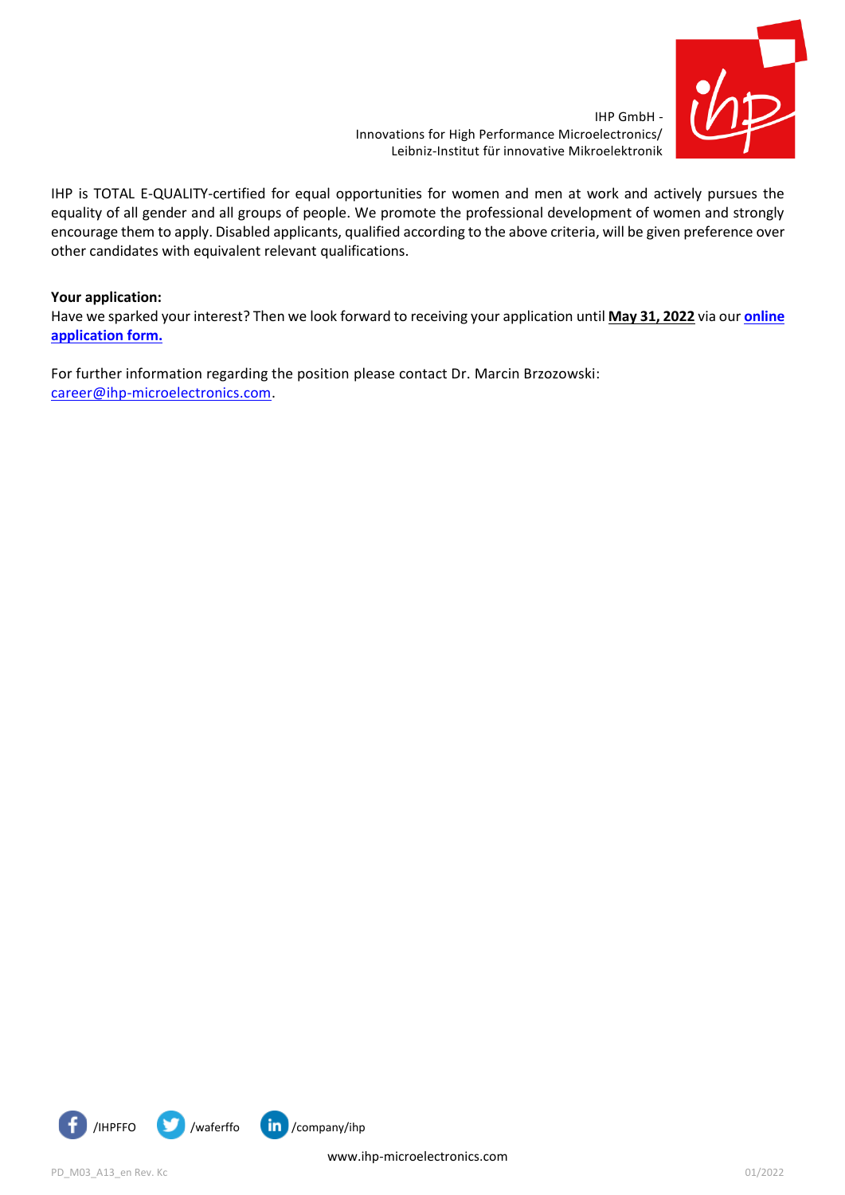IHP is TOTAL E-QUALITY-certified for equal opportunities for women and men at work and actively pursues the equality of all gender and all groups of people. We promote the professional development of women and strongly encourage them to apply. Disabled applicants, qualified according to the above criteria, will be given preference over other candidates with equivalent relevant qualifications.

**Your application:**
Have we sparked your interest? Then we look forward to receiving your application until **May 31, 2022** via our **online application form.**

For further information regarding the position please contact Dr. Marcin Brzozowski: career@ihp-microelectronics.com.